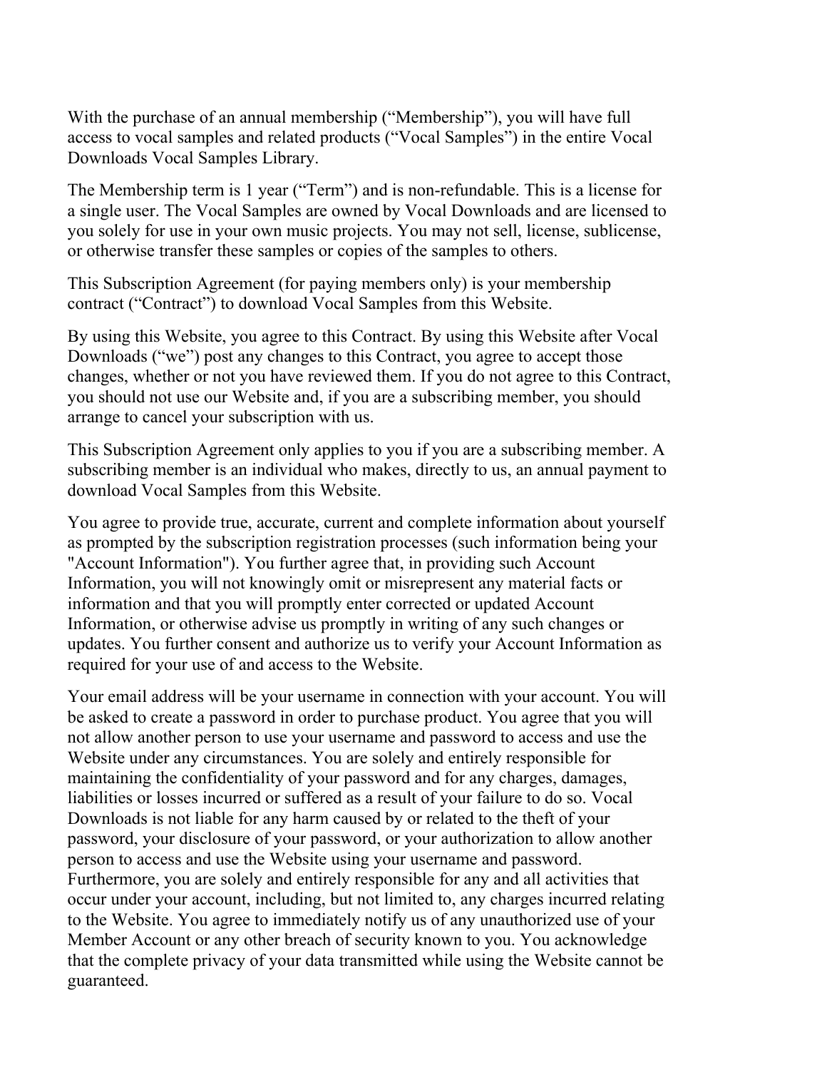With the purchase of an annual membership ("Membership"), you will have full access to vocal samples and related products ("Vocal Samples") in the entire Vocal Downloads Vocal Samples Library.

The Membership term is 1 year ("Term") and is non-refundable. This is a license for a single user. The Vocal Samples are owned by Vocal Downloads and are licensed to you solely for use in your own music projects. You may not sell, license, sublicense, or otherwise transfer these samples or copies of the samples to others.

This Subscription Agreement (for paying members only) is your membership contract ("Contract") to download Vocal Samples from this Website.

By using this Website, you agree to this Contract. By using this Website after Vocal Downloads ("we") post any changes to this Contract, you agree to accept those changes, whether or not you have reviewed them. If you do not agree to this Contract, you should not use our Website and, if you are a subscribing member, you should arrange to cancel your subscription with us.

This Subscription Agreement only applies to you if you are a subscribing member. A subscribing member is an individual who makes, directly to us, an annual payment to download Vocal Samples from this Website.

You agree to provide true, accurate, current and complete information about yourself as prompted by the subscription registration processes (such information being your "Account Information"). You further agree that, in providing such Account Information, you will not knowingly omit or misrepresent any material facts or information and that you will promptly enter corrected or updated Account Information, or otherwise advise us promptly in writing of any such changes or updates. You further consent and authorize us to verify your Account Information as required for your use of and access to the Website.

Your email address will be your username in connection with your account. You will be asked to create a password in order to purchase product. You agree that you will not allow another person to use your username and password to access and use the Website under any circumstances. You are solely and entirely responsible for maintaining the confidentiality of your password and for any charges, damages, liabilities or losses incurred or suffered as a result of your failure to do so. Vocal Downloads is not liable for any harm caused by or related to the theft of your password, your disclosure of your password, or your authorization to allow another person to access and use the Website using your username and password. Furthermore, you are solely and entirely responsible for any and all activities that occur under your account, including, but not limited to, any charges incurred relating to the Website. You agree to immediately notify us of any unauthorized use of your Member Account or any other breach of security known to you. You acknowledge that the complete privacy of your data transmitted while using the Website cannot be guaranteed.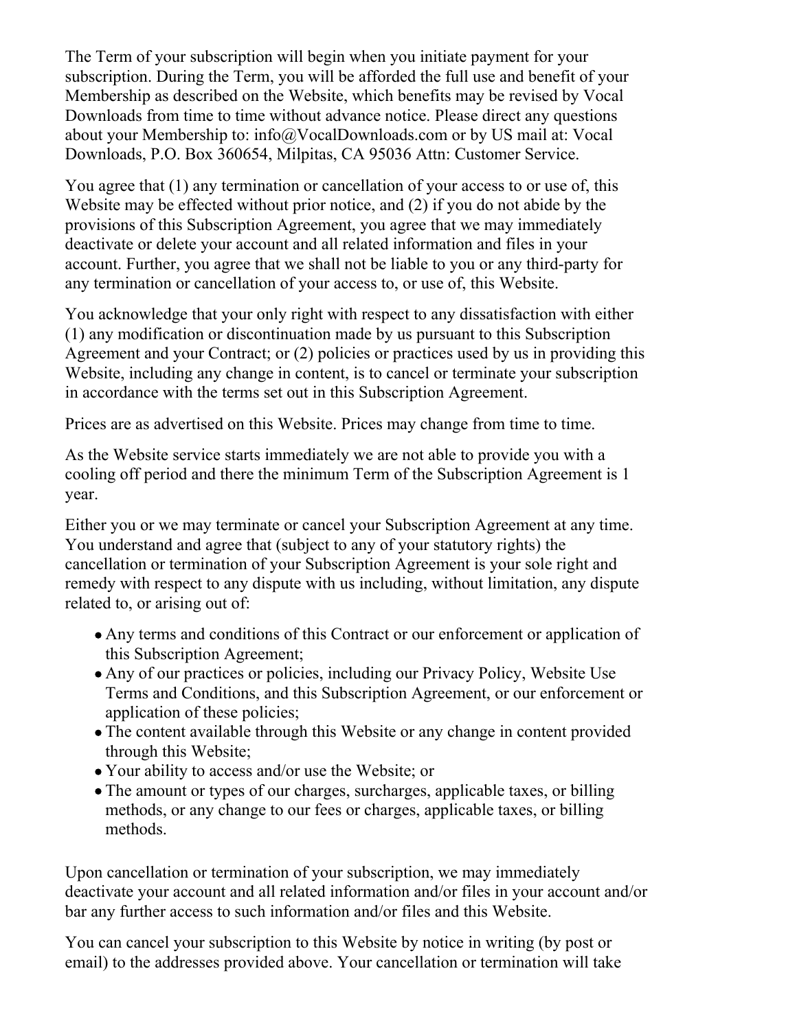The Term of your subscription will begin when you initiate payment for your subscription. During the Term, you will be afforded the full use and benefit of your Membership as described on the Website, which benefits may be revised by Vocal Downloads from time to time without advance notice. Please direct any questions about your Membership to: info@VocalDownloads.com or by US mail at: Vocal Downloads, P.O. Box 360654, Milpitas, CA 95036 Attn: Customer Service.

You agree that (1) any termination or cancellation of your access to or use of, this Website may be effected without prior notice, and (2) if you do not abide by the provisions of this Subscription Agreement, you agree that we may immediately deactivate or delete your account and all related information and files in your account. Further, you agree that we shall not be liable to you or any third-party for any termination or cancellation of your access to, or use of, this Website.

You acknowledge that your only right with respect to any dissatisfaction with either (1) any modification or discontinuation made by us pursuant to this Subscription Agreement and your Contract; or (2) policies or practices used by us in providing this Website, including any change in content, is to cancel or terminate your subscription in accordance with the terms set out in this Subscription Agreement.

Prices are as advertised on this Website. Prices may change from time to time.

As the Website service starts immediately we are not able to provide you with a cooling off period and there the minimum Term of the Subscription Agreement is 1 year.

Either you or we may terminate or cancel your Subscription Agreement at any time. You understand and agree that (subject to any of your statutory rights) the cancellation or termination of your Subscription Agreement is your sole right and remedy with respect to any dispute with us including, without limitation, any dispute related to, or arising out of:

- Any terms and conditions of this Contract or our enforcement or application of this Subscription Agreement;
- Any of our practices or policies, including our Privacy Policy, Website Use Terms and Conditions, and this Subscription Agreement, or our enforcement or application of these policies;
- The content available through this Website or any change in content provided through this Website;
- Your ability to access and/or use the Website; or
- The amount or types of our charges, surcharges, applicable taxes, or billing methods, or any change to our fees or charges, applicable taxes, or billing methods.

Upon cancellation or termination of your subscription, we may immediately deactivate your account and all related information and/or files in your account and/or bar any further access to such information and/or files and this Website.

You can cancel your subscription to this Website by notice in writing (by post or email) to the addresses provided above. Your cancellation or termination will take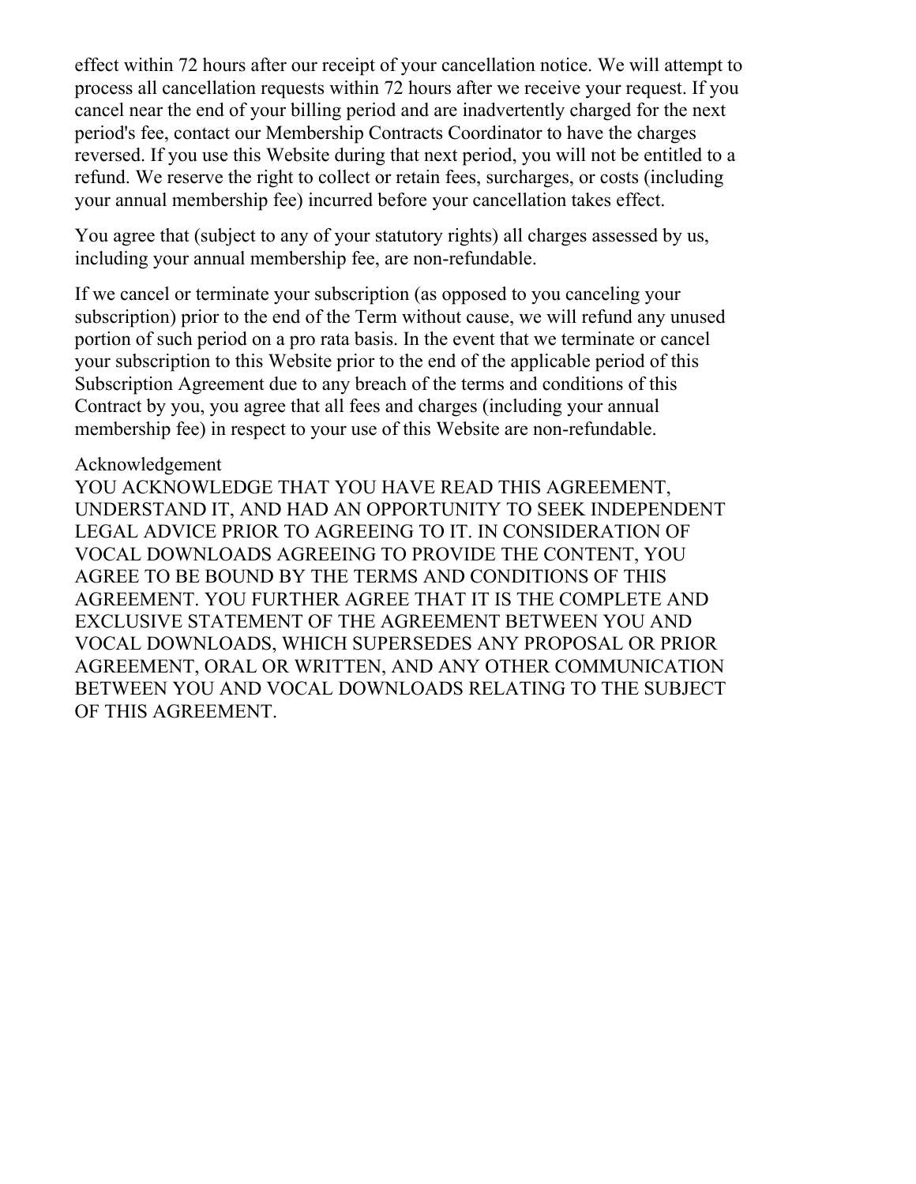effect within 72 hours after our receipt of your cancellation notice. We will attempt to process all cancellation requests within 72 hours after we receive your request. If you cancel near the end of your billing period and are inadvertently charged for the next period's fee, contact our Membership Contracts Coordinator to have the charges reversed. If you use this Website during that next period, you will not be entitled to a refund. We reserve the right to collect or retain fees, surcharges, or costs (including your annual membership fee) incurred before your cancellation takes effect.

You agree that (subject to any of your statutory rights) all charges assessed by us, including your annual membership fee, are non-refundable.

If we cancel or terminate your subscription (as opposed to you canceling your subscription) prior to the end of the Term without cause, we will refund any unused portion of such period on a pro rata basis. In the event that we terminate or cancel your subscription to this Website prior to the end of the applicable period of this Subscription Agreement due to any breach of the terms and conditions of this Contract by you, you agree that all fees and charges (including your annual membership fee) in respect to your use of this Website are non-refundable.

Acknowledgement

YOU ACKNOWLEDGE THAT YOU HAVE READ THIS AGREEMENT, UNDERSTAND IT, AND HAD AN OPPORTUNITY TO SEEK INDEPENDENT LEGAL ADVICE PRIOR TO AGREEING TO IT. IN CONSIDERATION OF VOCAL DOWNLOADS AGREEING TO PROVIDE THE CONTENT, YOU AGREE TO BE BOUND BY THE TERMS AND CONDITIONS OF THIS AGREEMENT. YOU FURTHER AGREE THAT IT IS THE COMPLETE AND EXCLUSIVE STATEMENT OF THE AGREEMENT BETWEEN YOU AND VOCAL DOWNLOADS, WHICH SUPERSEDES ANY PROPOSAL OR PRIOR AGREEMENT, ORAL OR WRITTEN, AND ANY OTHER COMMUNICATION BETWEEN YOU AND VOCAL DOWNLOADS RELATING TO THE SUBJECT OF THIS AGREEMENT.